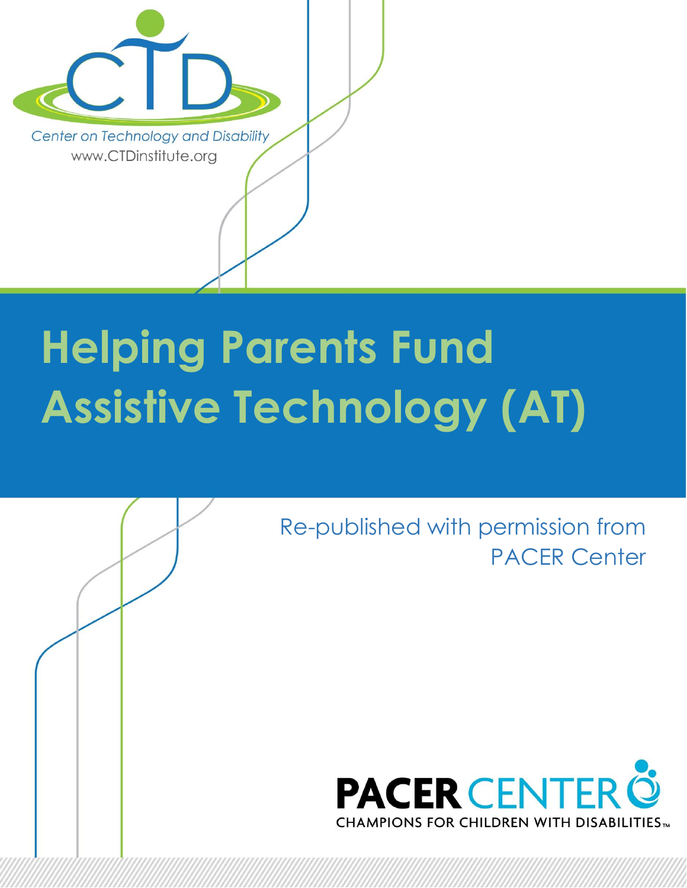Center on Technology and Disability
www.CTDinstitute.org

# Helping Parents Fund Assistive Technology (AT)

Re-published with permission from PACER Center

PACER CENTER
CHAMPIONS FOR CHILDREN WITH DISABILITIES™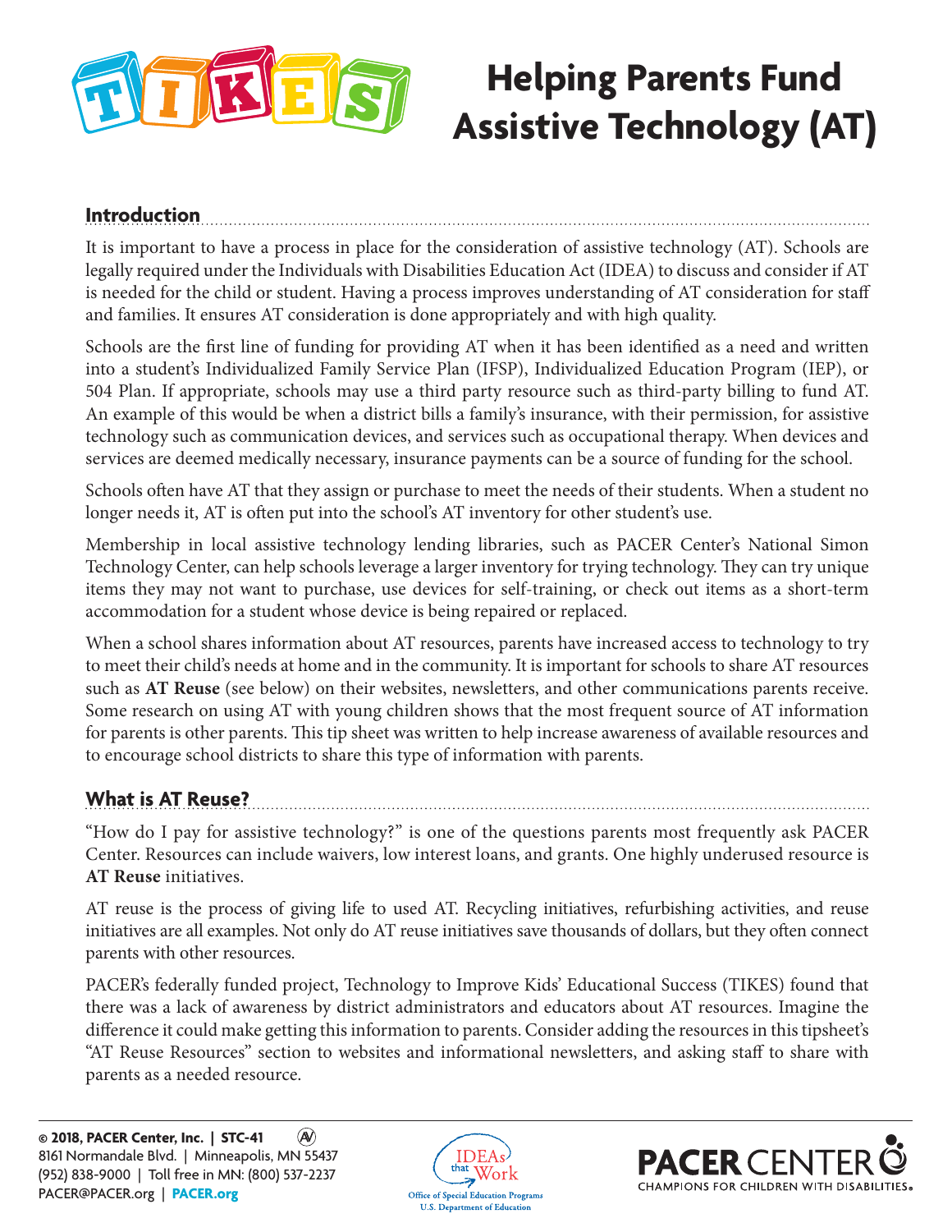# Helping Parents Fund Assistive Technology (AT)

## Introduction

It is important to have a process in place for the consideration of assistive technology (AT). Schools are legally required under the Individuals with Disabilities Education Act (IDEA) to discuss and consider if AT is needed for the child or student. Having a process improves understanding of AT consideration for staff and families. It ensures AT consideration is done appropriately and with high quality.

Schools are the first line of funding for providing AT when it has been identified as a need and written into a student's Individualized Family Service Plan (IFSP), Individualized Education Program (IEP), or 504 Plan. If appropriate, schools may use a third party resource such as third-party billing to fund AT. An example of this would be when a district bills a family's insurance, with their permission, for assistive technology such as communication devices, and services such as occupational therapy. When devices and services are deemed medically necessary, insurance payments can be a source of funding for the school.

Schools often have AT that they assign or purchase to meet the needs of their students. When a student no longer needs it, AT is often put into the school's AT inventory for other student's use.

Membership in local assistive technology lending libraries, such as PACER Center's National Simon Technology Center, can help schools leverage a larger inventory for trying technology. They can try unique items they may not want to purchase, use devices for self-training, or check out items as a short-term accommodation for a student whose device is being repaired or replaced.

When a school shares information about AT resources, parents have increased access to technology to try to meet their child's needs at home and in the community. It is important for schools to share AT resources such as **AT Reuse** (see below) on their websites, newsletters, and other communications parents receive. Some research on using AT with young children shows that the most frequent source of AT information for parents is other parents. This tip sheet was written to help increase awareness of available resources and to encourage school districts to share this type of information with parents.

## What is AT Reuse?

"How do I pay for assistive technology?" is one of the questions parents most frequently ask PACER Center. Resources can include waivers, low interest loans, and grants. One highly underused resource is **AT Reuse** initiatives.

AT reuse is the process of giving life to used AT. Recycling initiatives, refurbishing activities, and reuse initiatives are all examples. Not only do AT reuse initiatives save thousands of dollars, but they often connect parents with other resources.

PACER's federally funded project, Technology to Improve Kids' Educational Success (TIKES) found that there was a lack of awareness by district administrators and educators about AT resources. Imagine the difference it could make getting this information to parents. Consider adding the resources in this tipsheet's "AT Reuse Resources" section to websites and informational newsletters, and asking staff to share with parents as a needed resource.

© 2018, PACER Center, Inc. | STC-41
8161 Normandale Blvd. | Minneapolis, MN 55437
(952) 838-9000 | Toll free in MN: (800) 537-2237
PACER@PACER.org | PACER.org

IDEAs that Work — Office of Special Education Programs, U.S. Department of Education

PACER CENTER — CHAMPIONS FOR CHILDREN WITH DISABILITIES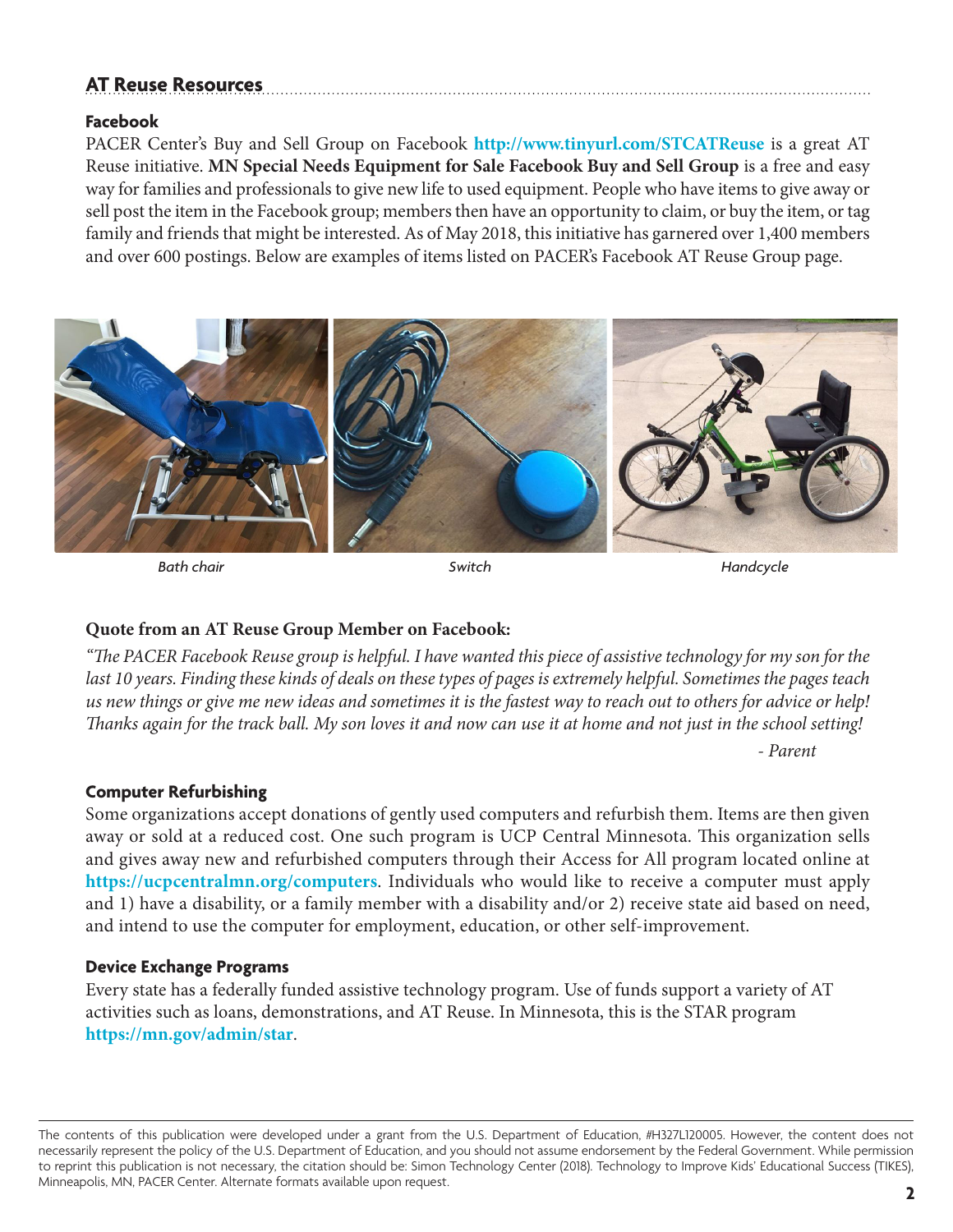## AT Reuse Resources

### Facebook

PACER Center's Buy and Sell Group on Facebook **http://www.tinyurl.com/STCATReuse** is a great AT Reuse initiative. **MN Special Needs Equipment for Sale Facebook Buy and Sell Group** is a free and easy way for families and professionals to give new life to used equipment. People who have items to give away or sell post the item in the Facebook group; members then have an opportunity to claim, or buy the item, or tag family and friends that might be interested. As of May 2018, this initiative has garnered over 1,400 members and over 600 postings. Below are examples of items listed on PACER's Facebook AT Reuse Group page.

*Bath chair*

*Switch*

*Handcycle*

**Quote from an AT Reuse Group Member on Facebook:**

*"The PACER Facebook Reuse group is helpful. I have wanted this piece of assistive technology for my son for the last 10 years. Finding these kinds of deals on these types of pages is extremely helpful. Sometimes the pages teach us new things or give me new ideas and sometimes it is the fastest way to reach out to others for advice or help! Thanks again for the track ball. My son loves it and now can use it at home and not just in the school setting!*

*- Parent*

### Computer Refurbishing

Some organizations accept donations of gently used computers and refurbish them. Items are then given away or sold at a reduced cost. One such program is UCP Central Minnesota. This organization sells and gives away new and refurbished computers through their Access for All program located online at **https://ucpcentralmn.org/computers**. Individuals who would like to receive a computer must apply and 1) have a disability, or a family member with a disability and/or 2) receive state aid based on need, and intend to use the computer for employment, education, or other self-improvement.

### Device Exchange Programs

Every state has a federally funded assistive technology program. Use of funds support a variety of AT activities such as loans, demonstrations, and AT Reuse. In Minnesota, this is the STAR program **https://mn.gov/admin/star**.

---

The contents of this publication were developed under a grant from the U.S. Department of Education, #H327L120005. However, the content does not necessarily represent the policy of the U.S. Department of Education, and you should not assume endorsement by the Federal Government. While permission to reprint this publication is not necessary, the citation should be: Simon Technology Center (2018). Technology to Improve Kids' Educational Success (TIKES), Minneapolis, MN, PACER Center. Alternate formats available upon request.